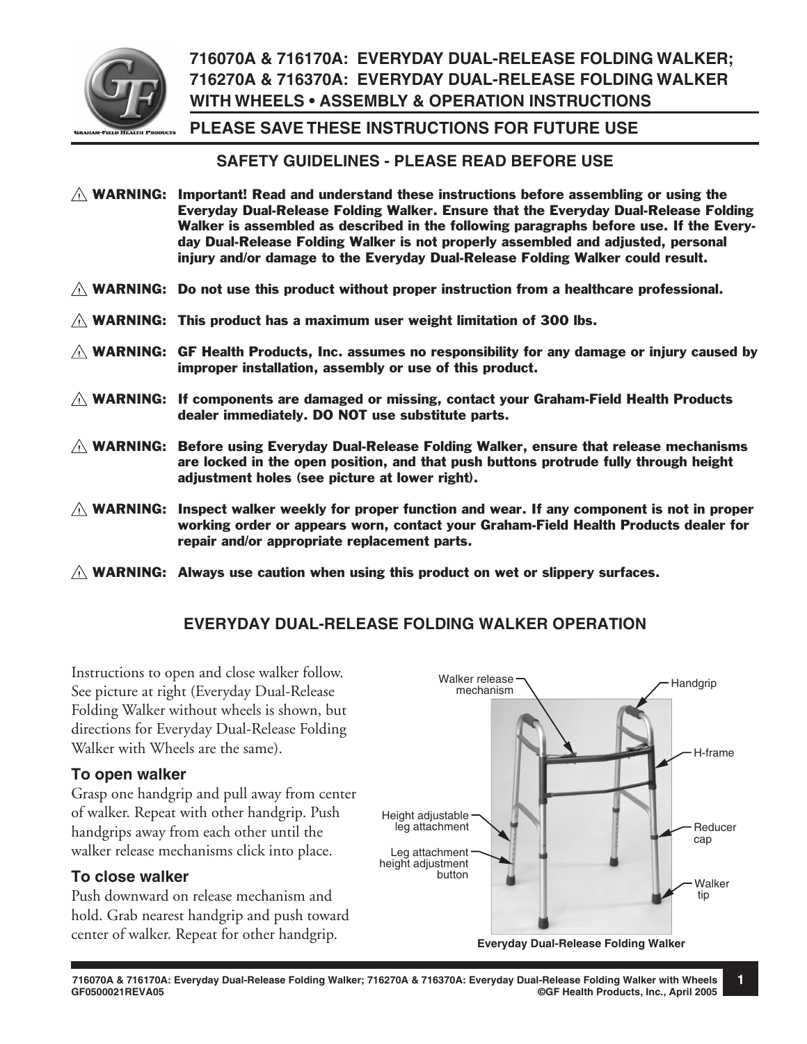# 716070A & 716170A: EVERYDAY DUAL-RELEASE FOLDING WALKER; 716270A & 716370A: EVERYDAY DUAL-RELEASE FOLDING WALKER WITH WHEELS • ASSEMBLY & OPERATION INSTRUCTIONS

## PLEASE SAVE THESE INSTRUCTIONS FOR FUTURE USE

## SAFETY GUIDELINES - PLEASE READ BEFORE USE

⚠ **WARNING: Important! Read and understand these instructions before assembling or using the Everyday Dual-Release Folding Walker. Ensure that the Everyday Dual-Release Folding Walker is assembled as described in the following paragraphs before use. If the Everyday Dual-Release Folding Walker is not properly assembled and adjusted, personal injury and/or damage to the Everyday Dual-Release Folding Walker could result.**

⚠ **WARNING: Do not use this product without proper instruction from a healthcare professional.**

⚠ **WARNING: This product has a maximum user weight limitation of 300 lbs.**

⚠ **WARNING: GF Health Products, Inc. assumes no responsibility for any damage or injury caused by improper installation, assembly or use of this product.**

⚠ **WARNING: If components are damaged or missing, contact your Graham-Field Health Products dealer immediately. DO NOT use substitute parts.**

⚠ **WARNING: Before using Everyday Dual-Release Folding Walker, ensure that release mechanisms are locked in the open position, and that push buttons protrude fully through height adjustment holes (see picture at lower right).**

⚠ **WARNING: Inspect walker weekly for proper function and wear. If any component is not in proper working order or appears worn, contact your Graham-Field Health Products dealer for repair and/or appropriate replacement parts.**

⚠ **WARNING: Always use caution when using this product on wet or slippery surfaces.**

## EVERYDAY DUAL-RELEASE FOLDING WALKER OPERATION

Instructions to open and close walker follow. See picture at right (Everyday Dual-Release Folding Walker without wheels is shown, but directions for Everyday Dual-Release Folding Walker with Wheels are the same).

### To open walker

Grasp one handgrip and pull away from center of walker. Repeat with other handgrip. Push handgrips away from each other until the walker release mechanisms click into place.

### To close walker

Push downward on release mechanism and hold. Grab nearest handgrip and push toward center of walker. Repeat for other handgrip.

Walker release mechanism · Handgrip · H-frame · Height adjustable leg attachment · Reducer cap · Leg attachment height adjustment button · Walker tip

**Everyday Dual-Release Folding Walker**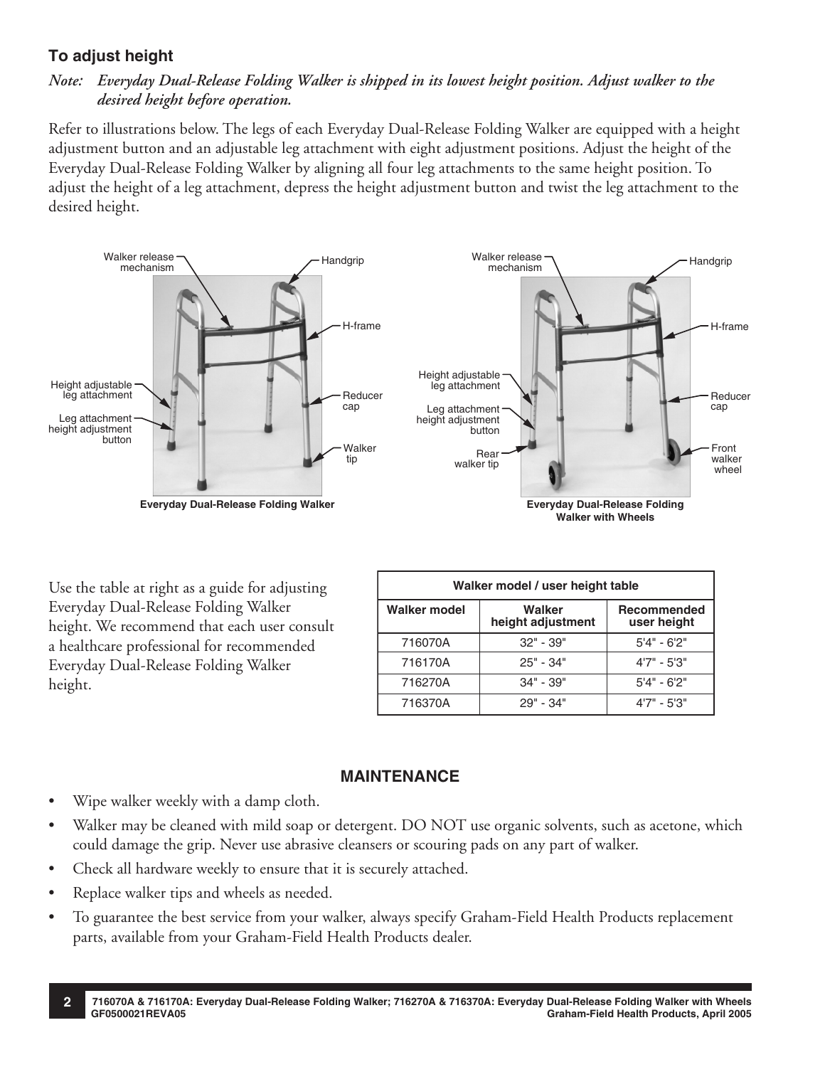### To adjust height

*Note: Everyday Dual-Release Folding Walker is shipped in its lowest height position. Adjust walker to the desired height before operation.*

Refer to illustrations below. The legs of each Everyday Dual-Release Folding Walker are equipped with a height adjustment button and an adjustable leg attachment with eight adjustment positions. Adjust the height of the Everyday Dual-Release Folding Walker by aligning all four leg attachments to the same height position. To adjust the height of a leg attachment, depress the height adjustment button and twist the leg attachment to the desired height.

Walker release mechanism, Handgrip, H-frame, Height adjustable leg attachment, Leg attachment height adjustment button, Reducer cap, Walker tip

**Everyday Dual-Release Folding Walker**

Walker release mechanism, Handgrip, H-frame, Height adjustable leg attachment, Leg attachment height adjustment button, Reducer cap, Rear walker tip, Front walker wheel

**Everyday Dual-Release Folding Walker with Wheels**

Use the table at right as a guide for adjusting Everyday Dual-Release Folding Walker height. We recommend that each user consult a healthcare professional for recommended Everyday Dual-Release Folding Walker height.

**Walker model / user height table**

| Walker model | Walker height adjustment | Recommended user height |
|---|---|---|
| 716070A | 32" - 39" | 5'4" - 6'2" |
| 716170A | 25" - 34" | 4'7" - 5'3" |
| 716270A | 34" - 39" | 5'4" - 6'2" |
| 716370A | 29" - 34" | 4'7" - 5'3" |

## MAINTENANCE

- Wipe walker weekly with a damp cloth.
- Walker may be cleaned with mild soap or detergent. DO NOT use organic solvents, such as acetone, which could damage the grip. Never use abrasive cleansers or scouring pads on any part of walker.
- Check all hardware weekly to ensure that it is securely attached.
- Replace walker tips and wheels as needed.
- To guarantee the best service from your walker, always specify Graham-Field Health Products replacement parts, available from your Graham-Field Health Products dealer.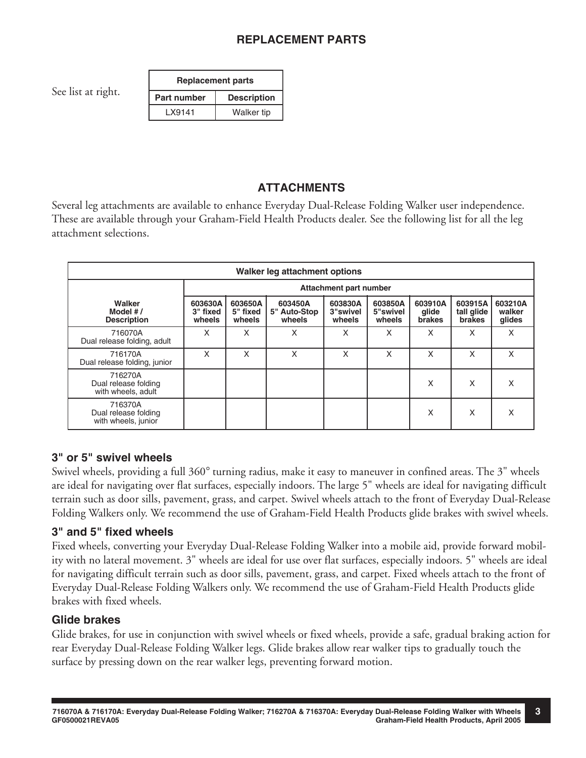## REPLACEMENT PARTS

See list at right.

| Replacement parts | |
|---|---|
| **Part number** | **Description** |
| LX9141 | Walker tip |

## ATTACHMENTS

Several leg attachments are available to enhance Everyday Dual-Release Folding Walker user independence. These are available through your Graham-Field Health Products dealer. See the following list for all the leg attachment selections.

| Walker leg attachment options | | | | | | | | |
|---|---|---|---|---|---|---|---|---|
| | Attachment part number | | | | | | | |
| **Walker Model # / Description** | **603630A 3" fixed wheels** | **603650A 5" fixed wheels** | **603450A 5" Auto-Stop wheels** | **603830A 3"swivel wheels** | **603850A 5"swivel wheels** | **603910A glide brakes** | **603915A tall glide brakes** | **603210A walker glides** |
| 716070A Dual release folding, adult | X | X | X | X | X | X | X | X |
| 716170A Dual release folding, junior | X | X | X | X | X | X | X | X |
| 716270A Dual release folding with wheels, adult | | | | | | X | X | X |
| 716370A Dual release folding with wheels, junior | | | | | | X | X | X |

### 3" or 5" swivel wheels

Swivel wheels, providing a full 360° turning radius, make it easy to maneuver in confined areas. The 3" wheels are ideal for navigating over flat surfaces, especially indoors. The large 5" wheels are ideal for navigating difficult terrain such as door sills, pavement, grass, and carpet. Swivel wheels attach to the front of Everyday Dual-Release Folding Walkers only. We recommend the use of Graham-Field Health Products glide brakes with swivel wheels.

### 3" and 5" fixed wheels

Fixed wheels, converting your Everyday Dual-Release Folding Walker into a mobile aid, provide forward mobility with no lateral movement. 3" wheels are ideal for use over flat surfaces, especially indoors. 5" wheels are ideal for navigating difficult terrain such as door sills, pavement, grass, and carpet. Fixed wheels attach to the front of Everyday Dual-Release Folding Walkers only. We recommend the use of Graham-Field Health Products glide brakes with fixed wheels.

### Glide brakes

Glide brakes, for use in conjunction with swivel wheels or fixed wheels, provide a safe, gradual braking action for rear Everyday Dual-Release Folding Walker legs. Glide brakes allow rear walker tips to gradually touch the surface by pressing down on the rear walker legs, preventing forward motion.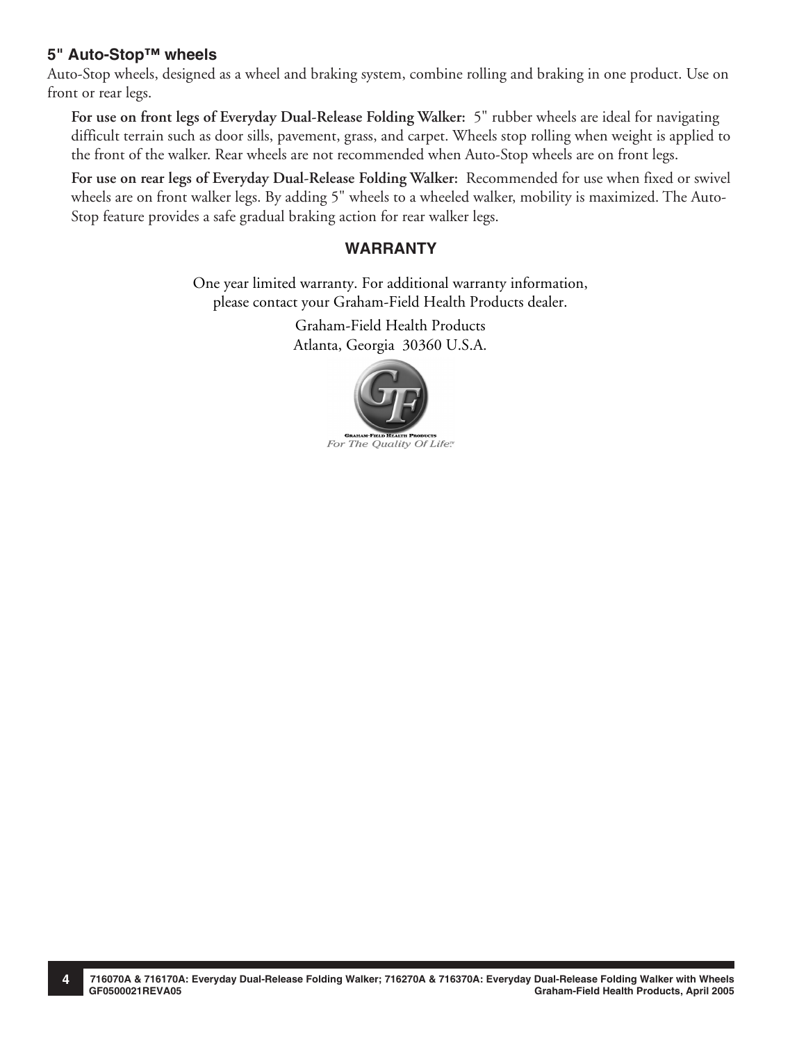### 5" Auto-Stop™ wheels

Auto-Stop wheels, designed as a wheel and braking system, combine rolling and braking in one product. Use on front or rear legs.

**For use on front legs of Everyday Dual-Release Folding Walker:** 5" rubber wheels are ideal for navigating difficult terrain such as door sills, pavement, grass, and carpet. Wheels stop rolling when weight is applied to the front of the walker. Rear wheels are not recommended when Auto-Stop wheels are on front legs.

**For use on rear legs of Everyday Dual-Release Folding Walker:** Recommended for use when fixed or swivel wheels are on front walker legs. By adding 5" wheels to a wheeled walker, mobility is maximized. The Auto-Stop feature provides a safe gradual braking action for rear walker legs.

## WARRANTY

One year limited warranty. For additional warranty information, please contact your Graham-Field Health Products dealer.

Graham-Field Health Products
Atlanta, Georgia 30360 U.S.A.

Graham-Field Health Products
*For The Quality Of Life™*